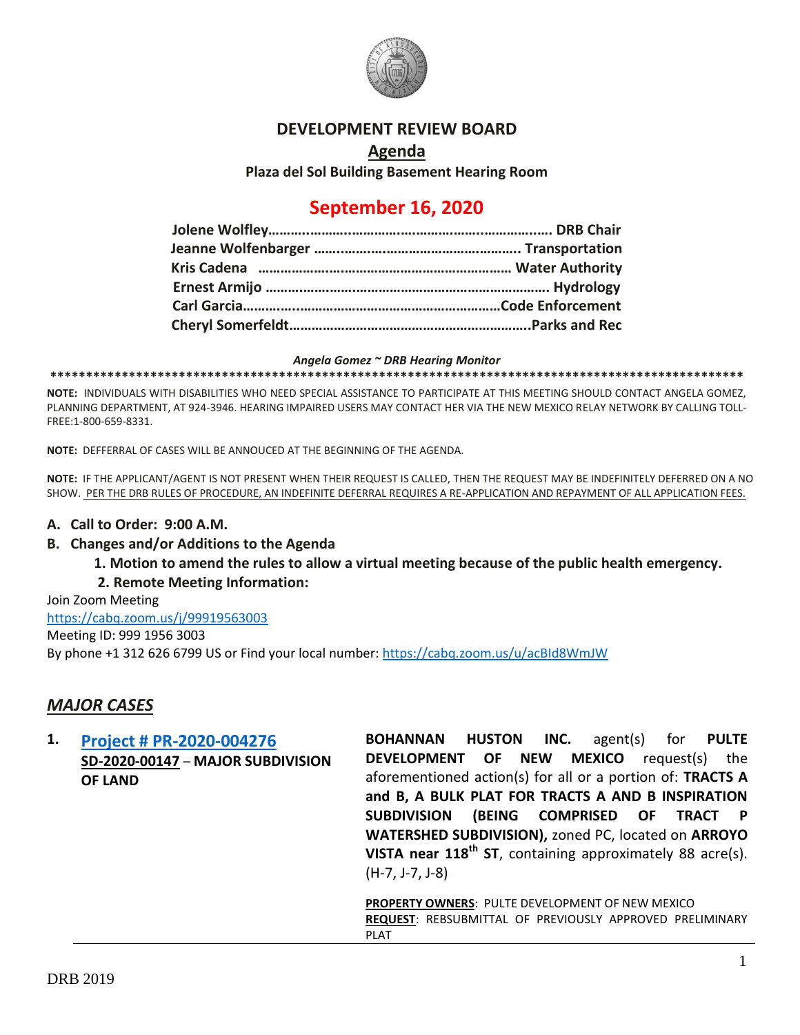# DEVELOPMENT REVIEW BOARD

## Agenda

**Plaza del Sol Building Basement Hearing Room**

## September 16, 2020

**Jolene Wolfley……………………………………………………………. DRB Chair**
**Jeanne Wolfenbarger ……………………………………………. Transportation**
**Kris Cadena ……………………………………………………… Water Authority**
**Ernest Armijo ………………………………………………………………. Hydrology**
**Carl Garcia…………………………………………………………Code Enforcement**
**Cheryl Somerfeldt………………………………………………………..Parks and Rec**

***Angela Gomez ~ DRB Hearing Monitor***

****************************************************************************************************

**NOTE:** INDIVIDUALS WITH DISABILITIES WHO NEED SPECIAL ASSISTANCE TO PARTICIPATE AT THIS MEETING SHOULD CONTACT ANGELA GOMEZ, PLANNING DEPARTMENT, AT 924-3946. HEARING IMPAIRED USERS MAY CONTACT HER VIA THE NEW MEXICO RELAY NETWORK BY CALLING TOLL-FREE:1-800-659-8331.

**NOTE:** DEFFERRAL OF CASES WILL BE ANNOUCED AT THE BEGINNING OF THE AGENDA.

**NOTE:** IF THE APPLICANT/AGENT IS NOT PRESENT WHEN THEIR REQUEST IS CALLED, THEN THE REQUEST MAY BE INDEFINITELY DEFERRED ON A NO SHOW. PER THE DRB RULES OF PROCEDURE, AN INDEFINITE DEFERRAL REQUIRES A RE-APPLICATION AND REPAYMENT OF ALL APPLICATION FEES.

**A. Call to Order: 9:00 A.M.**

**B. Changes and/or Additions to the Agenda**

**1. Motion to amend the rules to allow a virtual meeting because of the public health emergency.**

**2. Remote Meeting Information:**

Join Zoom Meeting
https://cabq.zoom.us/j/99919563003
Meeting ID: 999 1956 3003
By phone +1 312 626 6799 US or Find your local number: https://cabq.zoom.us/u/acBId8WmJW

## *MAJOR CASES*

**1. Project # PR-2020-004276**
**SD-2020-00147 – MAJOR SUBDIVISION OF LAND**

**BOHANNAN HUSTON INC.** agent(s) for **PULTE DEVELOPMENT OF NEW MEXICO** request(s) the aforementioned action(s) for all or a portion of: **TRACTS A and B, A BULK PLAT FOR TRACTS A AND B INSPIRATION SUBDIVISION (BEING COMPRISED OF TRACT P WATERSHED SUBDIVISION),** zoned PC, located on **ARROYO VISTA near 118th ST**, containing approximately 88 acre(s). (H-7, J-7, J-8)

**PROPERTY OWNERS**: PULTE DEVELOPMENT OF NEW MEXICO
**REQUEST**: REBSUBMITTAL OF PREVIOUSLY APPROVED PRELIMINARY PLAT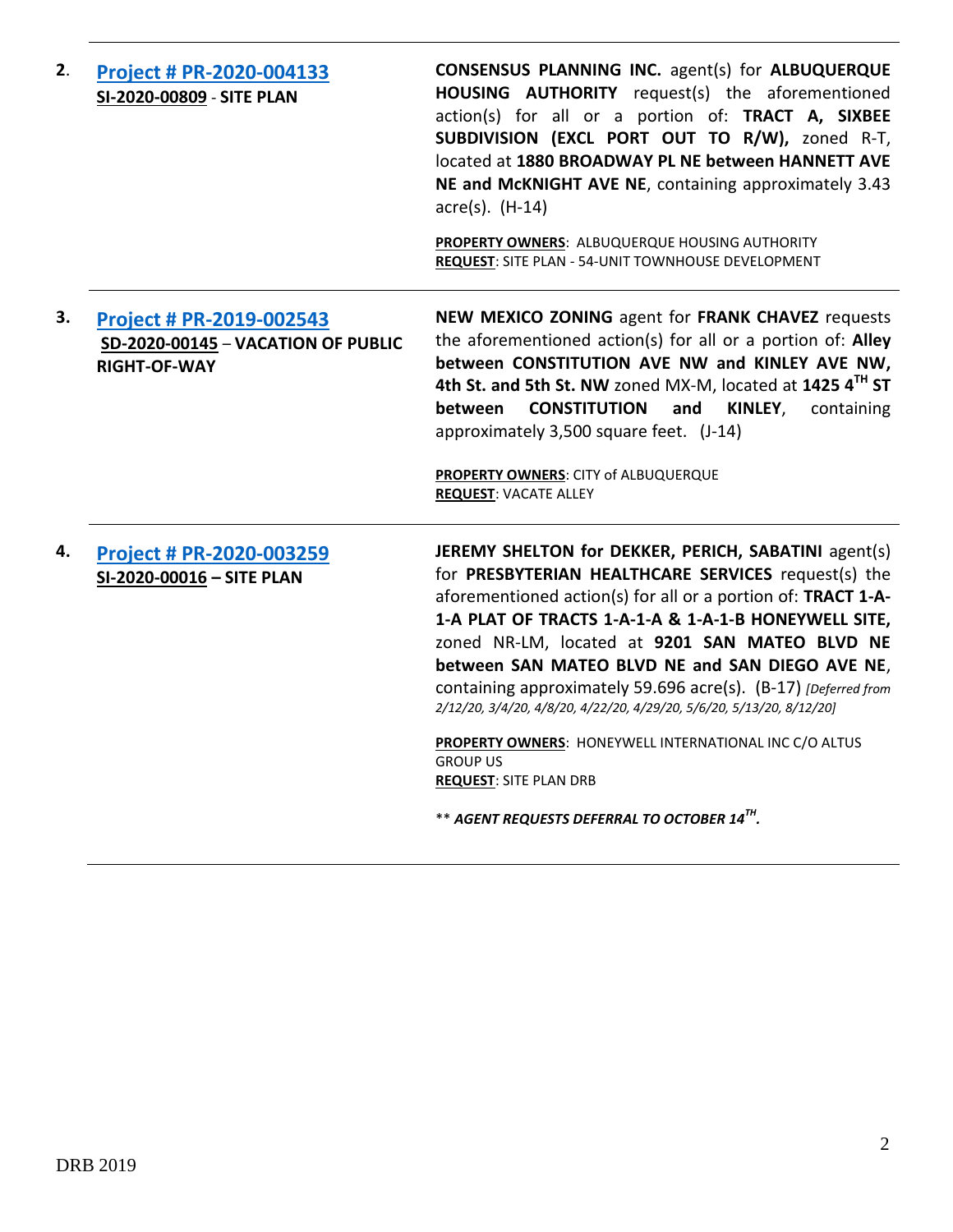2. **Project # PR-2020-004133**
**SI-2020-00809** - **SITE PLAN**

**CONSENSUS PLANNING INC.** agent(s) for **ALBUQUERQUE HOUSING AUTHORITY** request(s) the aforementioned action(s) for all or a portion of: **TRACT A, SIXBEE SUBDIVISION (EXCL PORT OUT TO R/W),** zoned R-T, located at **1880 BROADWAY PL NE between HANNETT AVE NE and McKNIGHT AVE NE**, containing approximately 3.43 acre(s). (H-14)

**PROPERTY OWNERS**: ALBUQUERQUE HOUSING AUTHORITY
**REQUEST**: SITE PLAN - 54-UNIT TOWNHOUSE DEVELOPMENT

---

3. **Project # PR-2019-002543**
**SD-2020-00145** – **VACATION OF PUBLIC RIGHT-OF-WAY**

**NEW MEXICO ZONING** agent for **FRANK CHAVEZ** requests the aforementioned action(s) for all or a portion of: **Alley between CONSTITUTION AVE NW and KINLEY AVE NW, 4th St. and 5th St. NW** zoned MX-M, located at **1425 4TH ST between CONSTITUTION and KINLEY**, containing approximately 3,500 square feet. (J-14)

**PROPERTY OWNERS**: CITY of ALBUQUERQUE
**REQUEST**: VACATE ALLEY

---

4. **Project # PR-2020-003259**
**SI-2020-00016** – **SITE PLAN**

**JEREMY SHELTON for DEKKER, PERICH, SABATINI** agent(s) for **PRESBYTERIAN HEALTHCARE SERVICES** request(s) the aforementioned action(s) for all or a portion of: **TRACT 1-A-1-A PLAT OF TRACTS 1-A-1-A & 1-A-1-B HONEYWELL SITE,** zoned NR-LM, located at **9201 SAN MATEO BLVD NE between SAN MATEO BLVD NE and SAN DIEGO AVE NE**, containing approximately 59.696 acre(s). (B-17) *[Deferred from 2/12/20, 3/4/20, 4/8/20, 4/22/20, 4/29/20, 5/6/20, 5/13/20, 8/12/20]*

**PROPERTY OWNERS**: HONEYWELL INTERNATIONAL INC C/O ALTUS GROUP US
**REQUEST**: SITE PLAN DRB

** ***AGENT REQUESTS DEFERRAL TO OCTOBER 14TH.***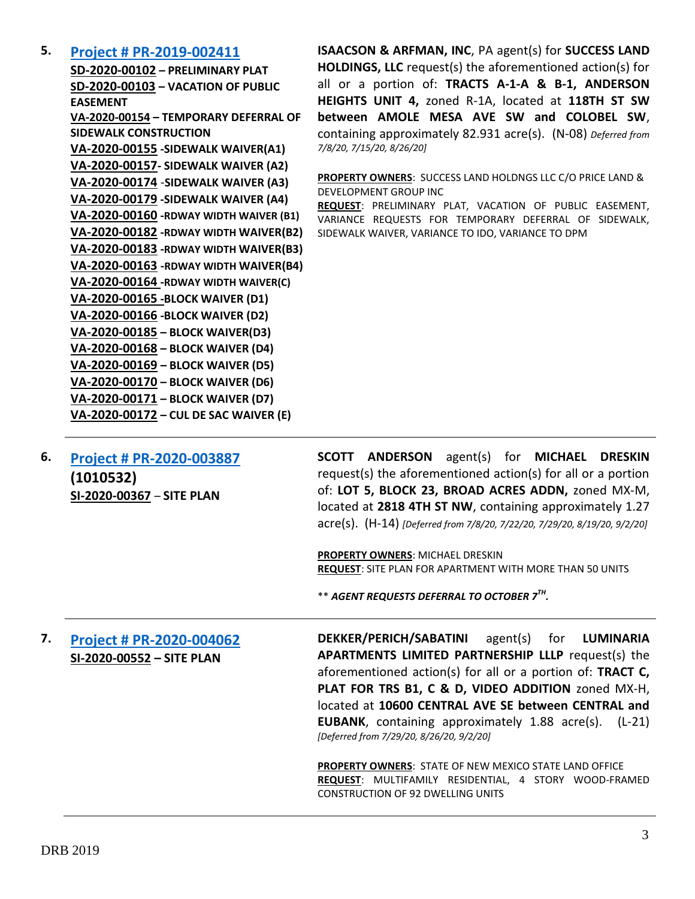5. **[Project # PR-2019-002411](#)**

**SD-2020-00102 – PRELIMINARY PLAT**
**SD-2020-00103 – VACATION OF PUBLIC EASEMENT**
**VA-2020-00154 – TEMPORARY DEFERRAL OF SIDEWALK CONSTRUCTION**
**VA-2020-00155 -SIDEWALK WAIVER(A1)**
**VA-2020-00157- SIDEWALK WAIVER (A2)**
**VA-2020-00174 -SIDEWALK WAIVER (A3)**
**VA-2020-00179 -SIDEWALK WAIVER (A4)**
**VA-2020-00160 -RDWAY WIDTH WAIVER (B1)**
**VA-2020-00182 -RDWAY WIDTH WAIVER(B2)**
**VA-2020-00183 -RDWAY WIDTH WAIVER(B3)**
**VA-2020-00163 -RDWAY WIDTH WAIVER(B4)**
**VA-2020-00164 -RDWAY WIDTH WAIVER(C)**
**VA-2020-00165 -BLOCK WAIVER (D1)**
**VA-2020-00166 -BLOCK WAIVER (D2)**
**VA-2020-00185 – BLOCK WAIVER(D3)**
**VA-2020-00168 – BLOCK WAIVER (D4)**
**VA-2020-00169 – BLOCK WAIVER (D5)**
**VA-2020-00170 – BLOCK WAIVER (D6)**
**VA-2020-00171 – BLOCK WAIVER (D7)**
**VA-2020-00172 – CUL DE SAC WAIVER (E)**

**ISAACSON & ARFMAN, INC**, PA agent(s) for **SUCCESS LAND HOLDINGS, LLC** request(s) the aforementioned action(s) for all or a portion of: **TRACTS A-1-A & B-1, ANDERSON HEIGHTS UNIT 4,** zoned R-1A, located at **118TH ST SW between AMOLE MESA AVE SW and COLOBEL SW**, containing approximately 82.931 acre(s). (N-08) *Deferred from 7/8/20, 7/15/20, 8/26/20]*

**PROPERTY OWNERS**: SUCCESS LAND HOLDNGS LLC C/O PRICE LAND & DEVELOPMENT GROUP INC
**REQUEST**: PRELIMINARY PLAT, VACATION OF PUBLIC EASEMENT, VARIANCE REQUESTS FOR TEMPORARY DEFERRAL OF SIDEWALK, SIDEWALK WAIVER, VARIANCE TO IDO, VARIANCE TO DPM

---

6. **[Project # PR-2020-003887](#)**

**(1010532)**
**SI-2020-00367 – SITE PLAN**

**SCOTT ANDERSON** agent(s) for **MICHAEL DRESKIN** request(s) the aforementioned action(s) for all or a portion of: **LOT 5, BLOCK 23, BROAD ACRES ADDN,** zoned MX-M, located at **2818 4TH ST NW**, containing approximately 1.27 acre(s). (H-14) *[Deferred from 7/8/20, 7/22/20, 7/29/20, 8/19/20, 9/2/20]*

**PROPERTY OWNERS**: MICHAEL DRESKIN
**REQUEST**: SITE PLAN FOR APARTMENT WITH MORE THAN 50 UNITS

** ***AGENT REQUESTS DEFERRAL TO OCTOBER 7TH.***

---

7. **[Project # PR-2020-004062](#)**

**SI-2020-00552 – SITE PLAN**

**DEKKER/PERICH/SABATINI** agent(s) for **LUMINARIA APARTMENTS LIMITED PARTNERSHIP LLLP** request(s) the aforementioned action(s) for all or a portion of: **TRACT C, PLAT FOR TRS B1, C & D, VIDEO ADDITION** zoned MX-H, located at **10600 CENTRAL AVE SE between CENTRAL and EUBANK**, containing approximately 1.88 acre(s). (L-21) *[Deferred from 7/29/20, 8/26/20, 9/2/20]*

**PROPERTY OWNERS**: STATE OF NEW MEXICO STATE LAND OFFICE
**REQUEST**: MULTIFAMILY RESIDENTIAL, 4 STORY WOOD-FRAMED CONSTRUCTION OF 92 DWELLING UNITS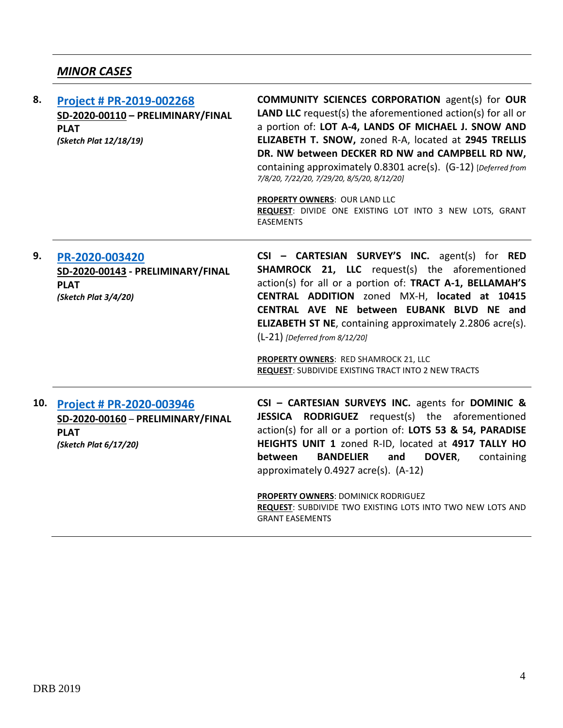## ***MINOR CASES***

| | | |
|---|---|---|
| **8.** | **Project # PR-2019-002268**<br>**SD-2020-00110 – PRELIMINARY/FINAL PLAT**<br>***(Sketch Plat 12/18/19)*** | **COMMUNITY SCIENCES CORPORATION** agent(s) for **OUR LAND LLC** request(s) the aforementioned action(s) for all or a portion of: **LOT A-4, LANDS OF MICHAEL J. SNOW AND ELIZABETH T. SNOW,** zoned R-A, located at **2945 TRELLIS DR. NW between DECKER RD NW and CAMPBELL RD NW,** containing approximately 0.8301 acre(s). (G-12) [*Deferred from 7/8/20, 7/22/20, 7/29/20, 8/5/20, 8/12/20*]<br><br>**PROPERTY OWNERS**: OUR LAND LLC<br>**REQUEST**: DIVIDE ONE EXISTING LOT INTO 3 NEW LOTS, GRANT EASEMENTS |
| **9.** | **PR-2020-003420**<br>**SD-2020-00143 - PRELIMINARY/FINAL PLAT**<br>***(Sketch Plat 3/4/20)*** | **CSI – CARTESIAN SURVEY'S INC.** agent(s) for **RED SHAMROCK 21, LLC** request(s) the aforementioned action(s) for all or a portion of: **TRACT A-1, BELLAMAH'S CENTRAL ADDITION** zoned MX-H, **located at 10415 CENTRAL AVE NE between EUBANK BLVD NE and ELIZABETH ST NE**, containing approximately 2.2806 acre(s). (L-21) *[Deferred from 8/12/20]*<br><br>**PROPERTY OWNERS**: RED SHAMROCK 21, LLC<br>**REQUEST**: SUBDIVIDE EXISTING TRACT INTO 2 NEW TRACTS |
| **10.** | **Project # PR-2020-003946**<br>**SD-2020-00160 – PRELIMINARY/FINAL PLAT**<br>***(Sketch Plat 6/17/20)*** | **CSI – CARTESIAN SURVEYS INC.** agents for **DOMINIC & JESSICA RODRIGUEZ** request(s) the aforementioned action(s) for all or a portion of: **LOTS 53 & 54, PARADISE HEIGHTS UNIT 1** zoned R-ID, located at **4917 TALLY HO between BANDELIER and DOVER**, containing approximately 0.4927 acre(s). (A-12)<br><br>**PROPERTY OWNERS**: DOMINICK RODRIGUEZ<br>**REQUEST**: SUBDIVIDE TWO EXISTING LOTS INTO TWO NEW LOTS AND GRANT EASEMENTS |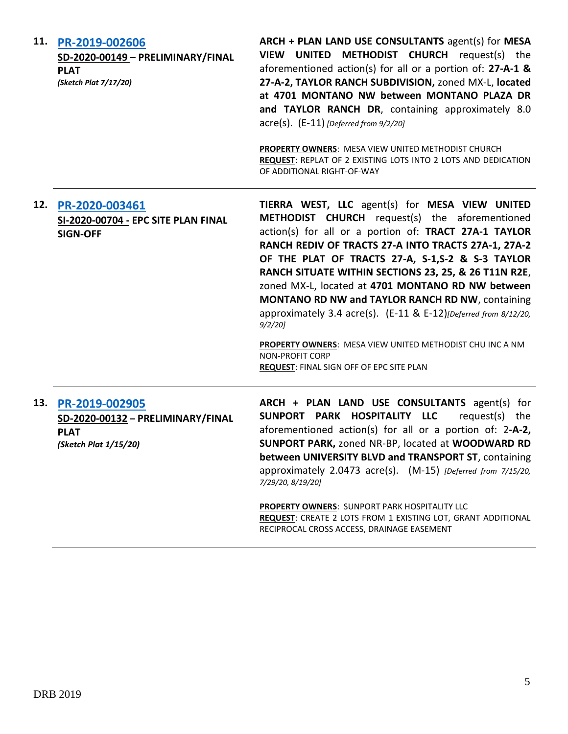**11. PR-2019-002606**
**SD-2020-00149 – PRELIMINARY/FINAL PLAT**
*(Sketch Plat 7/17/20)*

**ARCH + PLAN LAND USE CONSULTANTS** agent(s) for **MESA VIEW UNITED METHODIST CHURCH** request(s) the aforementioned action(s) for all or a portion of: **27-A-1 & 27-A-2, TAYLOR RANCH SUBDIVISION,** zoned MX-L, **located at 4701 MONTANO NW between MONTANO PLAZA DR and TAYLOR RANCH DR**, containing approximately 8.0 acre(s). (E-11) *[Deferred from 9/2/20]*

**PROPERTY OWNERS**: MESA VIEW UNITED METHODIST CHURCH
**REQUEST**: REPLAT OF 2 EXISTING LOTS INTO 2 LOTS AND DEDICATION OF ADDITIONAL RIGHT-OF-WAY

---

**12. PR-2020-003461**
**SI-2020-00704 - EPC SITE PLAN FINAL SIGN-OFF**

**TIERRA WEST, LLC** agent(s) for **MESA VIEW UNITED METHODIST CHURCH** request(s) the aforementioned action(s) for all or a portion of: **TRACT 27A-1 TAYLOR RANCH REDIV OF TRACTS 27-A INTO TRACTS 27A-1, 27A-2 OF THE PLAT OF TRACTS 27-A, S-1,S-2 & S-3 TAYLOR RANCH SITUATE WITHIN SECTIONS 23, 25, & 26 T11N R2E**, zoned MX-L, located at **4701 MONTANO RD NW between MONTANO RD NW and TAYLOR RANCH RD NW**, containing approximately 3.4 acre(s). (E-11 & E-12)*[Deferred from 8/12/20, 9/2/20]*

**PROPERTY OWNERS**: MESA VIEW UNITED METHODIST CHU INC A NM NON-PROFIT CORP
**REQUEST**: FINAL SIGN OFF OF EPC SITE PLAN

---

**13. PR-2019-002905**
**SD-2020-00132 – PRELIMINARY/FINAL PLAT**
*(Sketch Plat 1/15/20)*

**ARCH + PLAN LAND USE CONSULTANTS** agent(s) for **SUNPORT PARK HOSPITALITY LLC** request(s) the aforementioned action(s) for all or a portion of: 2**-A-2, SUNPORT PARK,** zoned NR-BP, located at **WOODWARD RD between UNIVERSITY BLVD and TRANSPORT ST**, containing approximately 2.0473 acre(s). (M-15) *[Deferred from 7/15/20, 7/29/20, 8/19/20]*

**PROPERTY OWNERS**: SUNPORT PARK HOSPITALITY LLC
**REQUEST**: CREATE 2 LOTS FROM 1 EXISTING LOT, GRANT ADDITIONAL RECIPROCAL CROSS ACCESS, DRAINAGE EASEMENT

---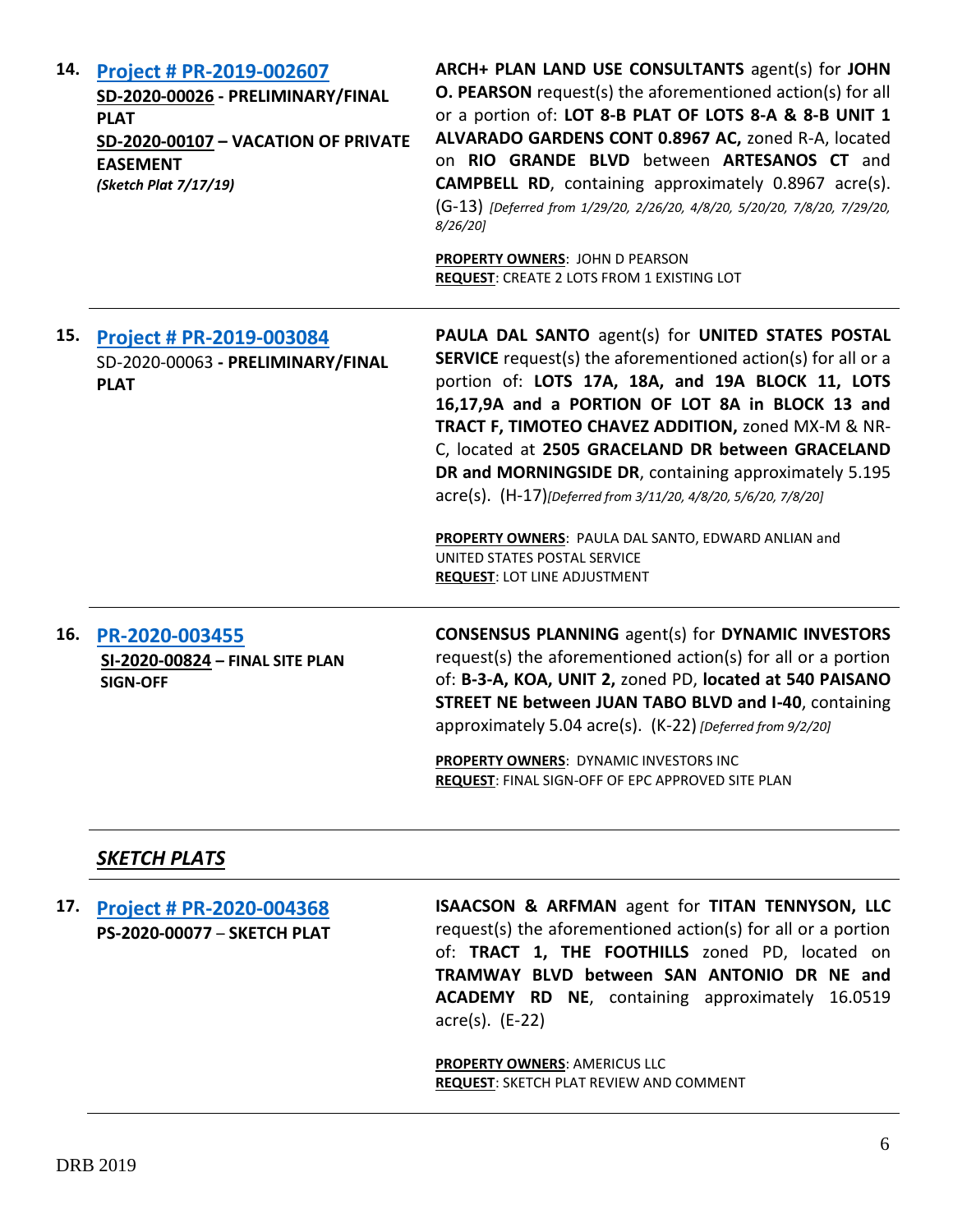14. **[Project # PR-2019-002607](#)**
**SD-2020-00026 - PRELIMINARY/FINAL PLAT**
**SD-2020-00107 – VACATION OF PRIVATE EASEMENT**
***(Sketch Plat 7/17/19)***

**ARCH+ PLAN LAND USE CONSULTANTS** agent(s) for **JOHN O. PEARSON** request(s) the aforementioned action(s) for all or a portion of: **LOT 8-B PLAT OF LOTS 8-A & 8-B UNIT 1 ALVARADO GARDENS CONT 0.8967 AC,** zoned R-A, located on **RIO GRANDE BLVD** between **ARTESANOS CT** and **CAMPBELL RD**, containing approximately 0.8967 acre(s). (G-13) *[Deferred from 1/29/20, 2/26/20, 4/8/20, 5/20/20, 7/8/20, 7/29/20, 8/26/20]*

**PROPERTY OWNERS**: JOHN D PEARSON
**REQUEST**: CREATE 2 LOTS FROM 1 EXISTING LOT

---

15. **[Project # PR-2019-003084](#)**
SD-2020-00063 **- PRELIMINARY/FINAL PLAT**

**PAULA DAL SANTO** agent(s) for **UNITED STATES POSTAL SERVICE** request(s) the aforementioned action(s) for all or a portion of: **LOTS 17A, 18A, and 19A BLOCK 11, LOTS 16,17,9A and a PORTION OF LOT 8A in BLOCK 13 and TRACT F, TIMOTEO CHAVEZ ADDITION,** zoned MX-M & NR-C, located at **2505 GRACELAND DR between GRACELAND DR and MORNINGSIDE DR**, containing approximately 5.195 acre(s). (H-17)*[Deferred from 3/11/20, 4/8/20, 5/6/20, 7/8/20]*

**PROPERTY OWNERS**: PAULA DAL SANTO, EDWARD ANLIAN and UNITED STATES POSTAL SERVICE
**REQUEST**: LOT LINE ADJUSTMENT

---

16. **[PR-2020-003455](#)**
**SI-2020-00824 – FINAL SITE PLAN SIGN-OFF**

**CONSENSUS PLANNING** agent(s) for **DYNAMIC INVESTORS** request(s) the aforementioned action(s) for all or a portion of: **B-3-A, KOA, UNIT 2,** zoned PD, **located at 540 PAISANO STREET NE between JUAN TABO BLVD and I-40**, containing approximately 5.04 acre(s). (K-22) *[Deferred from 9/2/20]*

**PROPERTY OWNERS**: DYNAMIC INVESTORS INC
**REQUEST**: FINAL SIGN-OFF OF EPC APPROVED SITE PLAN

---

## ***SKETCH PLATS***

---

17. **[Project # PR-2020-004368](#)**
**PS-2020-00077 – SKETCH PLAT**

**ISAACSON & ARFMAN** agent for **TITAN TENNYSON, LLC** request(s) the aforementioned action(s) for all or a portion of: **TRACT 1, THE FOOTHILLS** zoned PD, located on **TRAMWAY BLVD between SAN ANTONIO DR NE and ACADEMY RD NE**, containing approximately 16.0519 acre(s). (E-22)

**PROPERTY OWNERS**: AMERICUS LLC
**REQUEST**: SKETCH PLAT REVIEW AND COMMENT

---

DRB 2019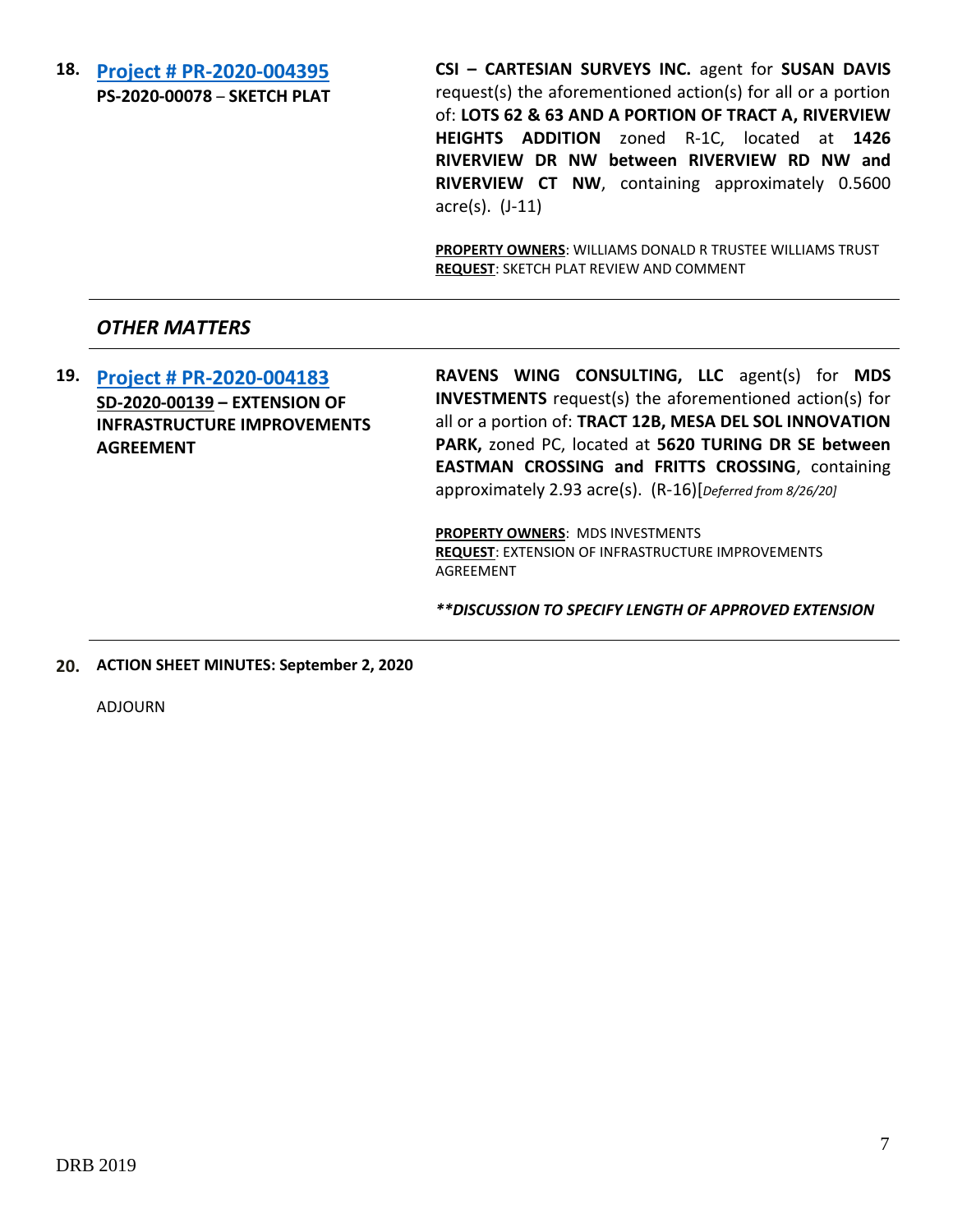**18.** **[Project # PR-2020-004395](Project # PR-2020-004395)**
**PS-2020-00078 – SKETCH PLAT**

**CSI – CARTESIAN SURVEYS INC.** agent for **SUSAN DAVIS** request(s) the aforementioned action(s) for all or a portion of: **LOTS 62 & 63 AND A PORTION OF TRACT A, RIVERVIEW HEIGHTS ADDITION** zoned R-1C, located at **1426 RIVERVIEW DR NW between RIVERVIEW RD NW and RIVERVIEW CT NW**, containing approximately 0.5600 acre(s). (J-11)

**PROPERTY OWNERS**: WILLIAMS DONALD R TRUSTEE WILLIAMS TRUST
**REQUEST**: SKETCH PLAT REVIEW AND COMMENT

---

## *OTHER MATTERS*

---

**19.** **Project # PR-2020-004183**
**SD-2020-00139 – EXTENSION OF INFRASTRUCTURE IMPROVEMENTS AGREEMENT**

**RAVENS WING CONSULTING, LLC** agent(s) for **MDS INVESTMENTS** request(s) the aforementioned action(s) for all or a portion of: **TRACT 12B, MESA DEL SOL INNOVATION PARK,** zoned PC, located at **5620 TURING DR SE between EASTMAN CROSSING and FRITTS CROSSING**, containing approximately 2.93 acre(s). (R-16)[*Deferred from 8/26/20]*

**PROPERTY OWNERS**: MDS INVESTMENTS
**REQUEST**: EXTENSION OF INFRASTRUCTURE IMPROVEMENTS AGREEMENT

***\*\*DISCUSSION TO SPECIFY LENGTH OF APPROVED EXTENSION***

---

**20. ACTION SHEET MINUTES: September 2, 2020**

ADJOURN